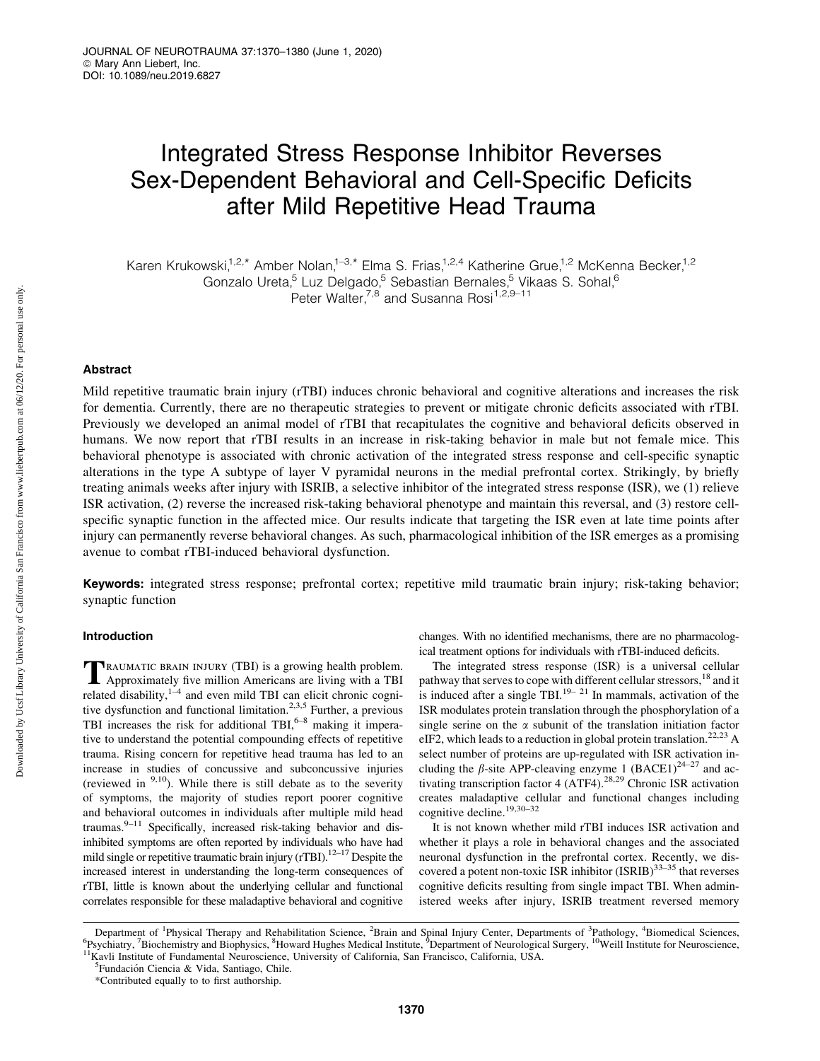# Integrated Stress Response Inhibitor Reverses Sex-Dependent Behavioral and Cell-Specific Deficits after Mild Repetitive Head Trauma

Karen Krukowski,[1,2,*] Amber Nolan,[1–3,*] Elma S. Frias,[1,2,4] Katherine Grue,[1,2] McKenna Becker,[1,2] Gonzalo Ureta,[5] Luz Delgado,[5] Sebastian Bernales,[5] Vikaas S. Sohal,[6] Peter Walter,[7,8] and Susanna Rosi[1,2,9–11]

## Abstract

Mild repetitive traumatic brain injury (rTBI) induces chronic behavioral and cognitive alterations and increases the risk for dementia. Currently, there are no therapeutic strategies to prevent or mitigate chronic deficits associated with rTBI. Previously we developed an animal model of rTBI that recapitulates the cognitive and behavioral deficits observed in humans. We now report that rTBI results in an increase in risk-taking behavior in male but not female mice. This behavioral phenotype is associated with chronic activation of the integrated stress response and cell-specific synaptic alterations in the type A subtype of layer V pyramidal neurons in the medial prefrontal cortex. Strikingly, by briefly treating animals weeks after injury with ISRIB, a selective inhibitor of the integrated stress response (ISR), we (1) relieve ISR activation, (2) reverse the increased risk-taking behavioral phenotype and maintain this reversal, and (3) restore cell-specific synaptic function in the affected mice. Our results indicate that targeting the ISR even at late time points after injury can permanently reverse behavioral changes. As such, pharmacological inhibition of the ISR emerges as a promising avenue to combat rTBI-induced behavioral dysfunction.

**Keywords:** integrated stress response; prefrontal cortex; repetitive mild traumatic brain injury; risk-taking behavior; synaptic function

## Introduction

Traumatic brain injury (TBI) is a growing health problem. Approximately five million Americans are living with a TBI related disability,[1–4] and even mild TBI can elicit chronic cognitive dysfunction and functional limitation.[2,3,5] Further, a previous TBI increases the risk for additional TBI,[6–8] making it imperative to understand the potential compounding effects of repetitive trauma. Rising concern for repetitive head trauma has led to an increase in studies of concussive and subconcussive injuries (reviewed in [9,10]). While there is still debate as to the severity of symptoms, the majority of studies report poorer cognitive and behavioral outcomes in individuals after multiple mild head traumas.[9–11] Specifically, increased risk-taking behavior and disinhibited symptoms are often reported by individuals who have had mild single or repetitive traumatic brain injury (rTBI).[12–17] Despite the increased interest in understanding the long-term consequences of rTBI, little is known about the underlying cellular and functional correlates responsible for these maladaptive behavioral and cognitive changes. With no identified mechanisms, there are no pharmacological treatment options for individuals with rTBI-induced deficits.

The integrated stress response (ISR) is a universal cellular pathway that serves to cope with different cellular stressors,[18] and it is induced after a single TBI.[19–21] In mammals, activation of the ISR modulates protein translation through the phosphorylation of a single serine on the $\alpha$ subunit of the translation initiation factor eIF2, which leads to a reduction in global protein translation.[22,23] A select number of proteins are up-regulated with ISR activation including the $\beta$-site APP-cleaving enzyme 1 (BACE1)[24–27] and activating transcription factor 4 (ATF4).[28,29] Chronic ISR activation creates maladaptive cellular and functional changes including cognitive decline.[19,30–32]

It is not known whether mild rTBI induces ISR activation and whether it plays a role in behavioral changes and the associated neuronal dysfunction in the prefrontal cortex. Recently, we discovered a potent non-toxic ISR inhibitor (ISRIB)[33–35] that reverses cognitive deficits resulting from single impact TBI. When administered weeks after injury, ISRIB treatment reversed memory

---

Department of [1]Physical Therapy and Rehabilitation Science, [2]Brain and Spinal Injury Center, Departments of [3]Pathology, [4]Biomedical Sciences, [6]Psychiatry, [7]Biochemistry and Biophysics, [8]Howard Hughes Medical Institute, [9]Department of Neurological Surgery, [10]Weill Institute for Neuroscience, [11]Kavli Institute of Fundamental Neuroscience, University of California, San Francisco, California, USA.

[5]Fundación Ciencia & Vida, Santiago, Chile.

*Contributed equally to to first authorship.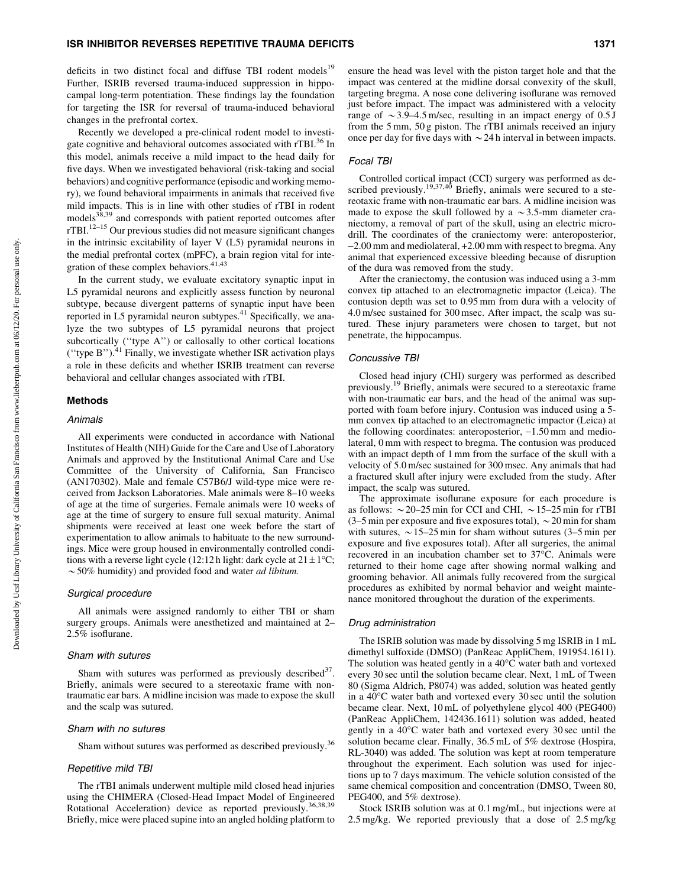deficits in two distinct focal and diffuse TBI rodent models[19] Further, ISRIB reversed trauma-induced suppression in hippocampal long-term potentiation. These findings lay the foundation for targeting the ISR for reversal of trauma-induced behavioral changes in the prefrontal cortex.

Recently we developed a pre-clinical rodent model to investigate cognitive and behavioral outcomes associated with rTBI.[36] In this model, animals receive a mild impact to the head daily for five days. When we investigated behavioral (risk-taking and social behaviors) and cognitive performance (episodic and working memory), we found behavioral impairments in animals that received five mild impacts. This is in line with other studies of rTBI in rodent models[38,39] and corresponds with patient reported outcomes after rTBI.[12–15] Our previous studies did not measure significant changes in the intrinsic excitability of layer V (L5) pyramidal neurons in the medial prefrontal cortex (mPFC), a brain region vital for integration of these complex behaviors.[41,43]

In the current study, we evaluate excitatory synaptic input in L5 pyramidal neurons and explicitly assess function by neuronal subtype, because divergent patterns of synaptic input have been reported in L5 pyramidal neuron subtypes.[41] Specifically, we analyze the two subtypes of L5 pyramidal neurons that project subcortically (''type A'') or callosally to other cortical locations (''type B'').[41] Finally, we investigate whether ISR activation plays a role in these deficits and whether ISRIB treatment can reverse behavioral and cellular changes associated with rTBI.

## Methods

### *Animals*

All experiments were conducted in accordance with National Institutes of Health (NIH) Guide for the Care and Use of Laboratory Animals and approved by the Institutional Animal Care and Use Committee of the University of California, San Francisco (AN170302). Male and female C57B6/J wild-type mice were received from Jackson Laboratories. Male animals were 8–10 weeks of age at the time of surgeries. Female animals were 10 weeks of age at the time of surgery to ensure full sexual maturity. Animal shipments were received at least one week before the start of experimentation to allow animals to habituate to the new surroundings. Mice were group housed in environmentally controlled conditions with a reverse light cycle (12:12 h light: dark cycle at $21 \pm 1°C$; ~50% humidity) and provided food and water *ad libitum.*

### *Surgical procedure*

All animals were assigned randomly to either TBI or sham surgery groups. Animals were anesthetized and maintained at 2–2.5% isoflurane.

### *Sham with sutures*

Sham with sutures was performed as previously described[37]. Briefly, animals were secured to a stereotaxic frame with non-traumatic ear bars. A midline incision was made to expose the skull and the scalp was sutured.

### *Sham with no sutures*

Sham without sutures was performed as described previously.[36]

### *Repetitive mild TBI*

The rTBI animals underwent multiple mild closed head injuries using the CHIMERA (Closed-Head Impact Model of Engineered Rotational Acceleration) device as reported previously.[36,38,39] Briefly, mice were placed supine into an angled holding platform to ensure the head was level with the piston target hole and that the impact was centered at the midline dorsal convexity of the skull, targeting bregma. A nose cone delivering isoflurane was removed just before impact. The impact was administered with a velocity range of ~3.9–4.5 m/sec, resulting in an impact energy of 0.5 J from the 5 mm, 50 g piston. The rTBI animals received an injury once per day for five days with ~24 h interval in between impacts.

### *Focal TBI*

Controlled cortical impact (CCI) surgery was performed as described previously.[19,37,40] Briefly, animals were secured to a stereotaxic frame with non-traumatic ear bars. A midline incision was made to expose the skull followed by a ~3.5-mm diameter craniectomy, a removal of part of the skull, using an electric microdrill. The coordinates of the craniectomy were: anteroposterior, –2.00 mm and mediolateral, +2.00 mm with respect to bregma. Any animal that experienced excessive bleeding because of disruption of the dura was removed from the study.

After the craniectomy, the contusion was induced using a 3-mm convex tip attached to an electromagnetic impactor (Leica). The contusion depth was set to 0.95 mm from dura with a velocity of 4.0 m/sec sustained for 300 msec. After impact, the scalp was sutured. These injury parameters were chosen to target, but not penetrate, the hippocampus.

### *Concussive TBI*

Closed head injury (CHI) surgery was performed as described previously.[19] Briefly, animals were secured to a stereotaxic frame with non-traumatic ear bars, and the head of the animal was supported with foam before injury. Contusion was induced using a 5-mm convex tip attached to an electromagnetic impactor (Leica) at the following coordinates: anteroposterior, –1.50 mm and mediolateral, 0 mm with respect to bregma. The contusion was produced with an impact depth of 1 mm from the surface of the skull with a velocity of 5.0 m/sec sustained for 300 msec. Any animals that had a fractured skull after injury were excluded from the study. After impact, the scalp was sutured.

The approximate isoflurane exposure for each procedure is as follows: ~20–25 min for CCI and CHI, ~15–25 min for rTBI (3–5 min per exposure and five exposures total), ~20 min for sham with sutures, ~15–25 min for sham without sutures (3–5 min per exposure and five exposures total). After all surgeries, the animal recovered in an incubation chamber set to 37°C. Animals were returned to their home cage after showing normal walking and grooming behavior. All animals fully recovered from the surgical procedures as exhibited by normal behavior and weight maintenance monitored throughout the duration of the experiments.

### *Drug administration*

The ISRIB solution was made by dissolving 5 mg ISRIB in 1 mL dimethyl sulfoxide (DMSO) (PanReac AppliChem, 191954.1611). The solution was heated gently in a 40°C water bath and vortexed every 30 sec until the solution became clear. Next, 1 mL of Tween 80 (Sigma Aldrich, P8074) was added, solution was heated gently in a 40°C water bath and vortexed every 30 sec until the solution became clear. Next, 10 mL of polyethylene glycol 400 (PEG400) (PanReac AppliChem, 142436.1611) solution was added, heated gently in a 40°C water bath and vortexed every 30 sec until the solution became clear. Finally, 36.5 mL of 5% dextrose (Hospira, RL-3040) was added. The solution was kept at room temperature throughout the experiment. Each solution was used for injections up to 7 days maximum. The vehicle solution consisted of the same chemical composition and concentration (DMSO, Tween 80, PEG400, and 5% dextrose).

Stock ISRIB solution was at 0.1 mg/mL, but injections were at 2.5 mg/kg. We reported previously that a dose of 2.5 mg/kg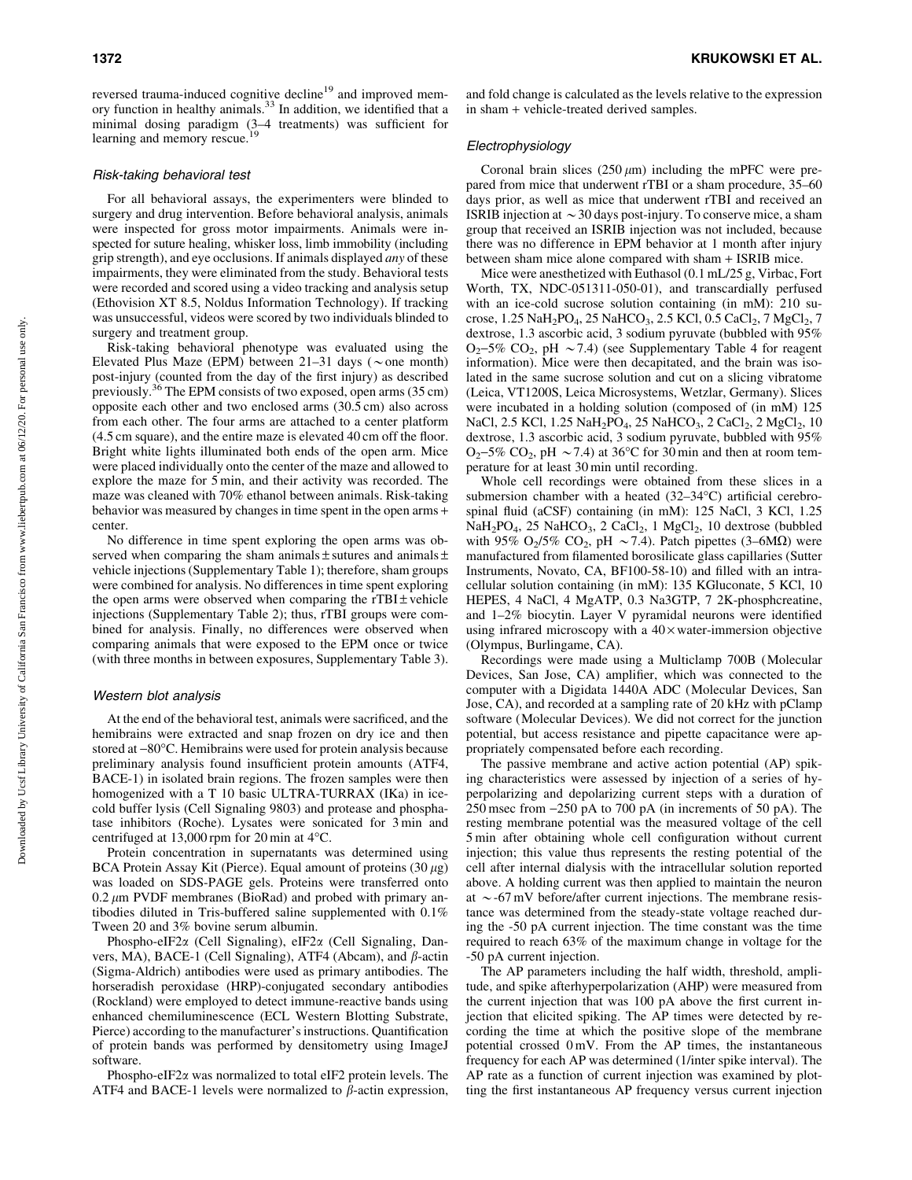reversed trauma-induced cognitive decline[19] and improved memory function in healthy animals.[33] In addition, we identified that a minimal dosing paradigm (3–4 treatments) was sufficient for learning and memory rescue.[19]

### Risk-taking behavioral test

For all behavioral assays, the experimenters were blinded to surgery and drug intervention. Before behavioral analysis, animals were inspected for gross motor impairments. Animals were inspected for suture healing, whisker loss, limb immobility (including grip strength), and eye occlusions. If animals displayed *any* of these impairments, they were eliminated from the study. Behavioral tests were recorded and scored using a video tracking and analysis setup (Ethovision XT 8.5, Noldus Information Technology). If tracking was unsuccessful, videos were scored by two individuals blinded to surgery and treatment group.

Risk-taking behavioral phenotype was evaluated using the Elevated Plus Maze (EPM) between 21–31 days ($\sim$one month) post-injury (counted from the day of the first injury) as described previously.[36] The EPM consists of two exposed, open arms (35 cm) opposite each other and two enclosed arms (30.5 cm) also across from each other. The four arms are attached to a center platform (4.5 cm square), and the entire maze is elevated 40 cm off the floor. Bright white lights illuminated both ends of the open arm. Mice were placed individually onto the center of the maze and allowed to explore the maze for 5 min, and their activity was recorded. The maze was cleaned with 70% ethanol between animals. Risk-taking behavior was measured by changes in time spent in the open arms + center.

No difference in time spent exploring the open arms was observed when comparing the sham animals ± sutures and animals ± vehicle injections (Supplementary Table 1); therefore, sham groups were combined for analysis. No differences in time spent exploring the open arms were observed when comparing the rTBI ± vehicle injections (Supplementary Table 2); thus, rTBI groups were combined for analysis. Finally, no differences were observed when comparing animals that were exposed to the EPM once or twice (with three months in between exposures, Supplementary Table 3).

### Western blot analysis

At the end of the behavioral test, animals were sacrificed, and the hemibrains were extracted and snap frozen on dry ice and then stored at −80°C. Hemibrains were used for protein analysis because preliminary analysis found insufficient protein amounts (ATF4, BACE-1) in isolated brain regions. The frozen samples were then homogenized with a T 10 basic ULTRA-TURRAX (IKa) in ice-cold buffer lysis (Cell Signaling 9803) and protease and phosphatase inhibitors (Roche). Lysates were sonicated for 3 min and centrifuged at 13,000 rpm for 20 min at 4°C.

Protein concentration in supernatants was determined using BCA Protein Assay Kit (Pierce). Equal amount of proteins (30 $\mu$g) was loaded on SDS-PAGE gels. Proteins were transferred onto 0.2 $\mu$m PVDF membranes (BioRad) and probed with primary antibodies diluted in Tris-buffered saline supplemented with 0.1% Tween 20 and 3% bovine serum albumin.

Phospho-eIF2$\alpha$ (Cell Signaling), eIF2$\alpha$ (Cell Signaling, Danvers, MA), BACE-1 (Cell Signaling), ATF4 (Abcam), and $\beta$-actin (Sigma-Aldrich) antibodies were used as primary antibodies. The horseradish peroxidase (HRP)-conjugated secondary antibodies (Rockland) were employed to detect immune-reactive bands using enhanced chemiluminescence (ECL Western Blotting Substrate, Pierce) according to the manufacturer's instructions. Quantification of protein bands was performed by densitometry using ImageJ software.

Phospho-eIF2$\alpha$ was normalized to total eIF2 protein levels. The ATF4 and BACE-1 levels were normalized to $\beta$-actin expression, and fold change is calculated as the levels relative to the expression in sham + vehicle-treated derived samples.

### Electrophysiology

Coronal brain slices (250 $\mu$m) including the mPFC were prepared from mice that underwent rTBI or a sham procedure, 35–60 days prior, as well as mice that underwent rTBI and received an ISRIB injection at $\sim$30 days post-injury. To conserve mice, a sham group that received an ISRIB injection was not included, because there was no difference in EPM behavior at 1 month after injury between sham mice alone compared with sham + ISRIB mice.

Mice were anesthetized with Euthasol (0.1 mL/25 g, Virbac, Fort Worth, TX, NDC-051311-050-01), and transcardially perfused with an ice-cold sucrose solution containing (in mM): 210 sucrose, 1.25 $NaH_2PO_4$, 25 $NaHCO_3$, 2.5 KCl, 0.5 $CaCl_2$, 7 $MgCl_2$, 7 dextrose, 1.3 ascorbic acid, 3 sodium pyruvate (bubbled with 95% $O_2$–5% $CO_2$, pH $\sim$7.4) (see Supplementary Table 4 for reagent information). Mice were then decapitated, and the brain was isolated in the same sucrose solution and cut on a slicing vibratome (Leica, VT1200S, Leica Microsystems, Wetzlar, Germany). Slices were incubated in a holding solution (composed of (in mM) 125 NaCl, 2.5 KCl, 1.25 $NaH_2PO_4$, 25 $NaHCO_3$, 2 $CaCl_2$, 2 $MgCl_2$, 10 dextrose, 1.3 ascorbic acid, 3 sodium pyruvate, bubbled with 95% $O_2$–5% $CO_2$, pH $\sim$7.4) at 36°C for 30 min and then at room temperature for at least 30 min until recording.

Whole cell recordings were obtained from these slices in a submersion chamber with a heated (32–34°C) artificial cerebrospinal fluid (aCSF) containing (in mM): 125 NaCl, 3 KCl, 1.25 $NaH_2PO_4$, 25 $NaHCO_3$, 2 $CaCl_2$, 1 $MgCl_2$, 10 dextrose (bubbled with 95% $O_2$/5% $CO_2$, pH $\sim$7.4). Patch pipettes (3–6M$\Omega$) were manufactured from filamented borosilicate glass capillaries (Sutter Instruments, Novato, CA, BF100-58-10) and filled with an intracellular solution containing (in mM): 135 KGluconate, 5 KCl, 10 HEPES, 4 NaCl, 4 MgATP, 0.3 Na3GTP, 7 2K-phosphcreatine, and 1–2% biocytin. Layer V pyramidal neurons were identified using infrared microscopy with a 40× water-immersion objective (Olympus, Burlingame, CA).

Recordings were made using a Multiclamp 700B (Molecular Devices, San Jose, CA) amplifier, which was connected to the computer with a Digidata 1440A ADC (Molecular Devices, San Jose, CA), and recorded at a sampling rate of 20 kHz with pClamp software (Molecular Devices). We did not correct for the junction potential, but access resistance and pipette capacitance were appropriately compensated before each recording.

The passive membrane and active action potential (AP) spiking characteristics were assessed by injection of a series of hyperpolarizing and depolarizing current steps with a duration of 250 msec from −250 pA to 700 pA (in increments of 50 pA). The resting membrane potential was the measured voltage of the cell 5 min after obtaining whole cell configuration without current injection; this value thus represents the resting potential of the cell after internal dialysis with the intracellular solution reported above. A holding current was then applied to maintain the neuron at $\sim$-67 mV before/after current injections. The membrane resistance was determined from the steady-state voltage reached during the -50 pA current injection. The time constant was the time required to reach 63% of the maximum change in voltage for the -50 pA current injection.

The AP parameters including the half width, threshold, amplitude, and spike afterhyperpolarization (AHP) were measured from the current injection that was 100 pA above the first current injection that elicited spiking. The AP times were detected by recording the time at which the positive slope of the membrane potential crossed 0 mV. From the AP times, the instantaneous frequency for each AP was determined (1/inter spike interval). The AP rate as a function of current injection was examined by plotting the first instantaneous AP frequency versus current injection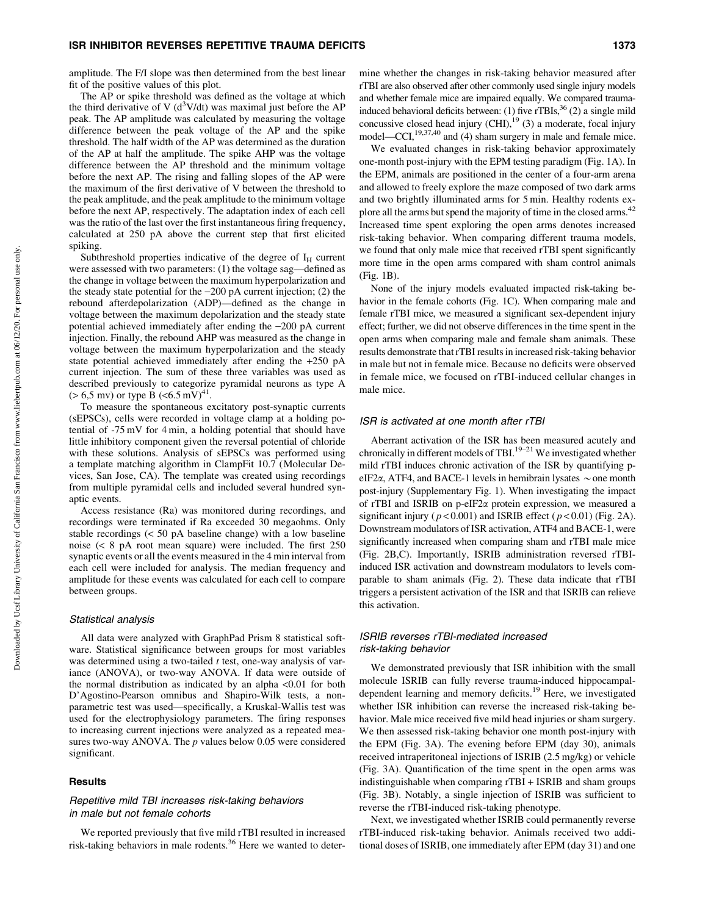amplitude. The F/I slope was then determined from the best linear fit of the positive values of this plot.

The AP or spike threshold was defined as the voltage at which the third derivative of V ($d^3V/dt$) was maximal just before the AP peak. The AP amplitude was calculated by measuring the voltage difference between the peak voltage of the AP and the spike threshold. The half width of the AP was determined as the duration of the AP at half the amplitude. The spike AHP was the voltage difference between the AP threshold and the minimum voltage before the next AP. The rising and falling slopes of the AP were the maximum of the first derivative of V between the threshold to the peak amplitude, and the peak amplitude to the minimum voltage before the next AP, respectively. The adaptation index of each cell was the ratio of the last over the first instantaneous firing frequency, calculated at 250 pA above the current step that first elicited spiking.

Subthreshold properties indicative of the degree of $I_H$ current were assessed with two parameters: (1) the voltage sag—defined as the change in voltage between the maximum hyperpolarization and the steady state potential for the −200 pA current injection; (2) the rebound afterdepolarization (ADP)—defined as the change in voltage between the maximum depolarization and the steady state potential achieved immediately after ending the −200 pA current injection. Finally, the rebound AHP was measured as the change in voltage between the maximum hyperpolarization and the steady state potential achieved immediately after ending the +250 pA current injection. The sum of these three variables was used as described previously to categorize pyramidal neurons as type A (> 6,5 mv) or type B (<6.5 mV)[41].

To measure the spontaneous excitatory post-synaptic currents (sEPSCs), cells were recorded in voltage clamp at a holding potential of -75 mV for 4 min, a holding potential that should have little inhibitory component given the reversal potential of chloride with these solutions. Analysis of sEPSCs was performed using a template matching algorithm in ClampFit 10.7 (Molecular Devices, San Jose, CA). The template was created using recordings from multiple pyramidal cells and included several hundred synaptic events.

Access resistance (Ra) was monitored during recordings, and recordings were terminated if Ra exceeded 30 megaohms. Only stable recordings (< 50 pA baseline change) with a low baseline noise (< 8 pA root mean square) were included. The first 250 synaptic events or all the events measured in the 4 min interval from each cell were included for analysis. The median frequency and amplitude for these events was calculated for each cell to compare between groups.

### *Statistical analysis*

All data were analyzed with GraphPad Prism 8 statistical software. Statistical significance between groups for most variables was determined using a two-tailed *t* test, one-way analysis of variance (ANOVA), or two-way ANOVA. If data were outside of the normal distribution as indicated by an alpha <0.01 for both D'Agostino-Pearson omnibus and Shapiro-Wilk tests, a nonparametric test was used—specifically, a Kruskal-Wallis test was used for the electrophysiology parameters. The firing responses to increasing current injections were analyzed as a repeated measures two-way ANOVA. The *p* values below 0.05 were considered significant.

## Results

### *Repetitive mild TBI increases risk-taking behaviors in male but not female cohorts*

We reported previously that five mild rTBI resulted in increased risk-taking behaviors in male rodents.[36] Here we wanted to determine whether the changes in risk-taking behavior measured after rTBI are also observed after other commonly used single injury models and whether female mice are impaired equally. We compared trauma-induced behavioral deficits between: (1) five rTBIs,[36] (2) a single mild concussive closed head injury (CHI),[19] (3) a moderate, focal injury model—CCI,[19,37,40] and (4) sham surgery in male and female mice.

We evaluated changes in risk-taking behavior approximately one-month post-injury with the EPM testing paradigm (Fig. 1A). In the EPM, animals are positioned in the center of a four-arm arena and allowed to freely explore the maze composed of two dark arms and two brightly illuminated arms for 5 min. Healthy rodents explore all the arms but spend the majority of time in the closed arms.[42] Increased time spent exploring the open arms denotes increased risk-taking behavior. When comparing different trauma models, we found that only male mice that received rTBI spent significantly more time in the open arms compared with sham control animals (Fig. 1B).

None of the injury models evaluated impacted risk-taking behavior in the female cohorts (Fig. 1C). When comparing male and female rTBI mice, we measured a significant sex-dependent injury effect; further, we did not observe differences in the time spent in the open arms when comparing male and female sham animals. These results demonstrate that rTBI results in increased risk-taking behavior in male but not in female mice. Because no deficits were observed in female mice, we focused on rTBI-induced cellular changes in male mice.

### *ISR is activated at one month after rTBI*

Aberrant activation of the ISR has been measured acutely and chronically in different models of TBI.[19–21] We investigated whether mild rTBI induces chronic activation of the ISR by quantifying p-eIF2α, ATF4, and BACE-1 levels in hemibrain lysates ∼one month post-injury (Supplementary Fig. 1). When investigating the impact of rTBI and ISRIB on p-eIF2α protein expression, we measured a significant injury ($p < 0.001$) and ISRIB effect ($p < 0.01$) (Fig. 2A). Downstream modulators of ISR activation, ATF4 and BACE-1, were significantly increased when comparing sham and rTBI male mice (Fig. 2B,C). Importantly, ISRIB administration reversed rTBI-induced ISR activation and downstream modulators to levels comparable to sham animals (Fig. 2). These data indicate that rTBI triggers a persistent activation of the ISR and that ISRIB can relieve this activation.

### *ISRIB reverses rTBI-mediated increased risk-taking behavior*

We demonstrated previously that ISR inhibition with the small molecule ISRIB can fully reverse trauma-induced hippocampal-dependent learning and memory deficits.[19] Here, we investigated whether ISR inhibition can reverse the increased risk-taking behavior. Male mice received five mild head injuries or sham surgery. We then assessed risk-taking behavior one month post-injury with the EPM (Fig. 3A). The evening before EPM (day 30), animals received intraperitoneal injections of ISRIB (2.5 mg/kg) or vehicle (Fig. 3A). Quantification of the time spent in the open arms was indistinguishable when comparing rTBI + ISRIB and sham groups (Fig. 3B). Notably, a single injection of ISRIB was sufficient to reverse the rTBI-induced risk-taking phenotype.

Next, we investigated whether ISRIB could permanently reverse rTBI-induced risk-taking behavior. Animals received two additional doses of ISRIB, one immediately after EPM (day 31) and one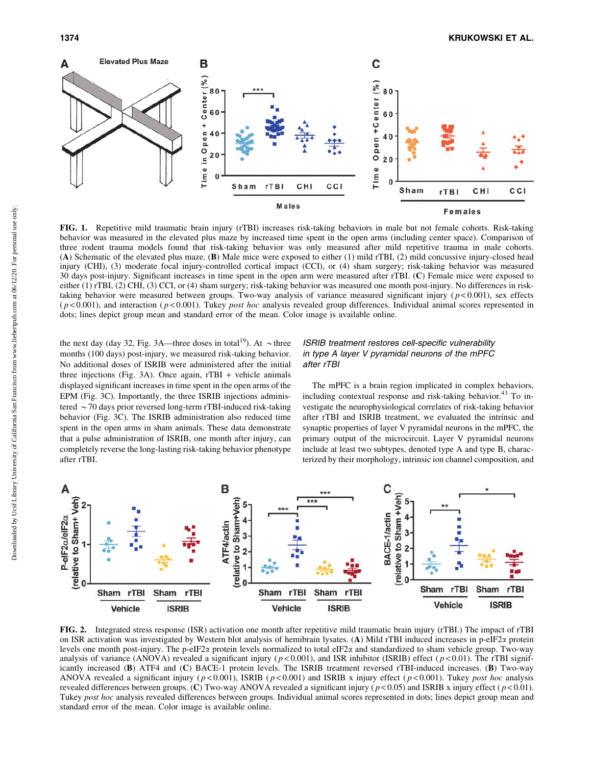FIG. 1. Repetitive mild traumatic brain injury (rTBI) increases risk-taking behaviors in male but not female cohorts. Risk-taking behavior was measured in the elevated plus maze by increased time spent in the open arms (including center space). Comparison of three rodent trauma models found that risk-taking behavior was only measured after mild repetitive trauma in male cohorts. (**A**) Schematic of the elevated plus maze. (**B**) Male mice were exposed to either (1) mild rTBI, (2) mild concussive injury-closed head injury (CHI), (3) moderate focal injury-controlled cortical impact (CCI), or (4) sham surgery; risk-taking behavior was measured 30 days post-injury. Significant increases in time spent in the open arm were measured after rTBI. (**C**) Female mice were exposed to either (1) rTBI, (2) CHI, (3) CCI, or (4) sham surgery; risk-taking behavior was measured one month post-injury. No differences in risk-taking behavior were measured between groups. Two-way analysis of variance measured significant injury ($p < 0.001$), sex effects ($p < 0.001$), and interaction ($p < 0.001$). Tukey *post hoc* analysis revealed group differences. Individual animal scores represented in dots; lines depict group mean and standard error of the mean. Color image is available online.

the next day (day 32, Fig. 3A—three doses in total[19]). At ~three months (100 days) post-injury, we measured risk-taking behavior. No additional doses of ISRIB were administered after the initial three injections (Fig. 3A). Once again, rTBI + vehicle animals displayed significant increases in time spent in the open arms of the EPM (Fig. 3C). Importantly, the three ISRIB injections administered ~70 days prior reversed long-term rTBI-induced risk-taking behavior (Fig. 3C). The ISRIB administration also reduced time spent in the open arms in sham animals. These data demonstrate that a pulse administration of ISRIB, one month after injury, can completely reverse the long-lasting risk-taking behavior phenotype after rTBI.

### *ISRIB treatment restores cell-specific vulnerability in type A layer V pyramidal neurons of the mPFC after rTBI*

The mPFC is a brain region implicated in complex behaviors, including contextual response and risk-taking behavior.[43] To investigate the neurophysiological correlates of risk-taking behavior after rTBI and ISRIB treatment, we evaluated the intrinsic and synaptic properties of layer V pyramidal neurons in the mPFC, the primary output of the microcircuit. Layer V pyramidal neurons include at least two subtypes, denoted type A and type B, characterized by their morphology, intrinsic ion channel composition, and

FIG. 2. Integrated stress response (ISR) activation one month after repetitive mild traumatic brain injury (rTBI.) The impact of rTBI on ISR activation was investigated by Western blot analysis of hemibrain lysates. (**A**) Mild rTBI induced increases in p-eIF2α protein levels one month post-injury. The p-eIF2α protein levels normalized to total eIF2α and standardized to sham vehicle group. Two-way analysis of variance (ANOVA) revealed a significant injury ($p < 0.001$), and ISR inhibitor (ISRIB) effect ($p < 0.01$). The rTBI significantly increased (**B**) ATF4 and (**C**) BACE-1 protein levels. The ISRIB treatment reversed rTBI-induced increases. (**B**) Two-way ANOVA revealed a significant injury ($p < 0.001$), ISRIB ($p < 0.001$) and ISRIB x injury effect ($p < 0.001$). Tukey *post hoc* analysis revealed differences between groups. (**C**) Two-way ANOVA revealed a significant injury ($p < 0.05$) and ISRIB x injury effect ($p < 0.01$). Tukey *post hoc* analysis revealed differences between groups. Individual animal scores represented in dots; lines depict group mean and standard error of the mean. Color image is available online.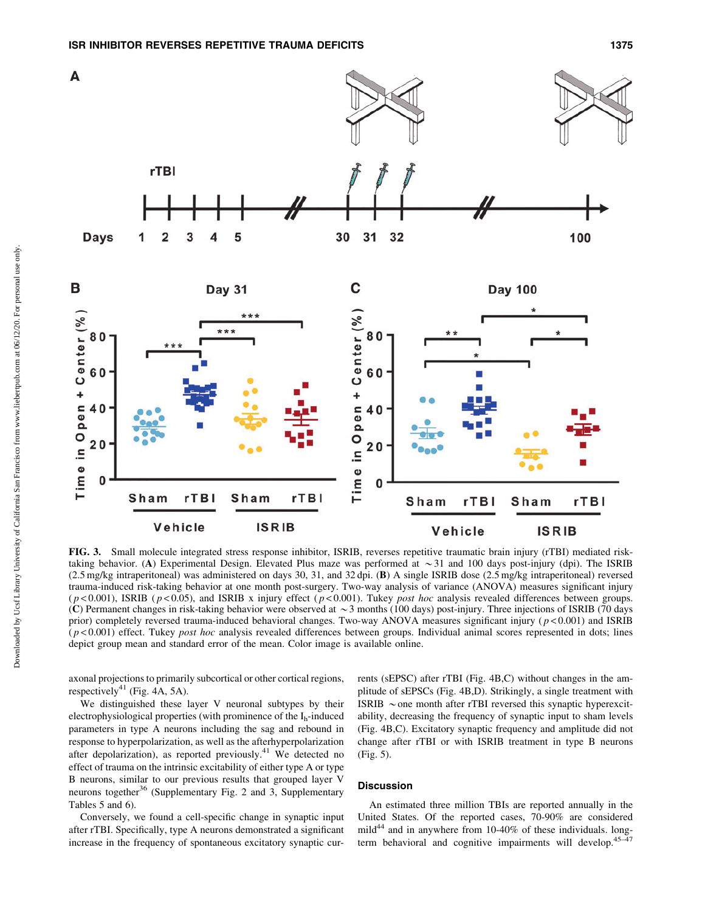**FIG. 3.** Small molecule integrated stress response inhibitor, ISRIB, reverses repetitive traumatic brain injury (rTBI) mediated risk-taking behavior. (**A**) Experimental Design. Elevated Plus maze was performed at ∼31 and 100 days post-injury (dpi). The ISRIB (2.5 mg/kg intraperitoneal) was administered on days 30, 31, and 32 dpi. (**B**) A single ISRIB dose (2.5 mg/kg intraperitoneal) reversed trauma-induced risk-taking behavior at one month post-surgery. Two-way analysis of variance (ANOVA) measures significant injury ($p < 0.001$), ISRIB ($p < 0.05$), and ISRIB x injury effect ($p < 0.001$). Tukey *post hoc* analysis revealed differences between groups. (**C**) Permanent changes in risk-taking behavior were observed at ∼3 months (100 days) post-injury. Three injections of ISRIB (70 days prior) completely reversed trauma-induced behavioral changes. Two-way ANOVA measures significant injury ($p < 0.001$) and ISRIB ($p < 0.001$) effect. Tukey *post hoc* analysis revealed differences between groups. Individual animal scores represented in dots; lines depict group mean and standard error of the mean. Color image is available online.

axonal projections to primarily subcortical or other cortical regions, respectively[41] (Fig. 4A, 5A).

We distinguished these layer V neuronal subtypes by their electrophysiological properties (with prominence of the $I_h$-induced parameters in type A neurons including the sag and rebound in response to hyperpolarization, as well as the afterhyperpolarization after depolarization), as reported previously.[41] We detected no effect of trauma on the intrinsic excitability of either type A or type B neurons, similar to our previous results that grouped layer V neurons together[36] (Supplementary Fig. 2 and 3, Supplementary Tables 5 and 6).

Conversely, we found a cell-specific change in synaptic input after rTBI. Specifically, type A neurons demonstrated a significant increase in the frequency of spontaneous excitatory synaptic currents (sEPSC) after rTBI (Fig. 4B,C) without changes in the amplitude of sEPSCs (Fig. 4B,D). Strikingly, a single treatment with ISRIB ∼one month after rTBI reversed this synaptic hyperexcitability, decreasing the frequency of synaptic input to sham levels (Fig. 4B,C). Excitatory synaptic frequency and amplitude did not change after rTBI or with ISRIB treatment in type B neurons (Fig. 5).

## Discussion

An estimated three million TBIs are reported annually in the United States. Of the reported cases, 70-90% are considered mild[44] and in anywhere from 10-40% of these individuals. long-term behavioral and cognitive impairments will develop.[45–47]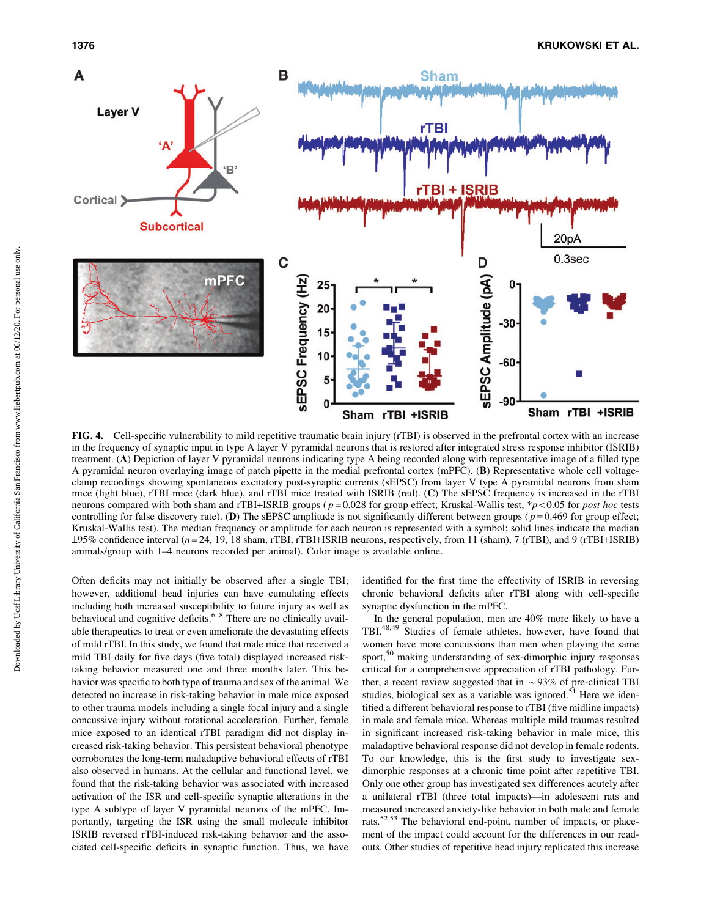**FIG. 4.** Cell-specific vulnerability to mild repetitive traumatic brain injury (rTBI) is observed in the prefrontal cortex with an increase in the frequency of synaptic input in type A layer V pyramidal neurons that is restored after integrated stress response inhibitor (ISRIB) treatment. (**A**) Depiction of layer V pyramidal neurons indicating type A being recorded along with representative image of a filled type A pyramidal neuron overlaying image of patch pipette in the medial prefrontal cortex (mPFC). (**B**) Representative whole cell voltage-clamp recordings showing spontaneous excitatory post-synaptic currents (sEPSC) from layer V type A pyramidal neurons from sham mice (light blue), rTBI mice (dark blue), and rTBI mice treated with ISRIB (red). (**C**) The sEPSC frequency is increased in the rTBI neurons compared with both sham and rTBI+ISRIB groups ($p = 0.028$ for group effect; Kruskal-Wallis test, $*p < 0.05$ for *post hoc* tests controlling for false discovery rate). (**D**) The sEPSC amplitude is not significantly different between groups ($p = 0.469$ for group effect; Kruskal-Wallis test). The median frequency or amplitude for each neuron is represented with a symbol; solid lines indicate the median ±95% confidence interval ($n = 24$, 19, 18 sham, rTBI, rTBI+ISRIB neurons, respectively, from 11 (sham), 7 (rTBI), and 9 (rTBI+ISRIB) animals/group with 1–4 neurons recorded per animal). Color image is available online.

Often deficits may not initially be observed after a single TBI; however, additional head injuries can have cumulating effects including both increased susceptibility to future injury as well as behavioral and cognitive deficits.[6–8] There are no clinically available therapeutics to treat or even ameliorate the devastating effects of mild rTBI. In this study, we found that male mice that received a mild TBI daily for five days (five total) displayed increased risk-taking behavior measured one and three months later. This behavior was specific to both type of trauma and sex of the animal. We detected no increase in risk-taking behavior in male mice exposed to other trauma models including a single focal injury and a single concussive injury without rotational acceleration. Further, female mice exposed to an identical rTBI paradigm did not display increased risk-taking behavior. This persistent behavioral phenotype corroborates the long-term maladaptive behavioral effects of rTBI also observed in humans. At the cellular and functional level, we found that the risk-taking behavior was associated with increased activation of the ISR and cell-specific synaptic alterations in the type A subtype of layer V pyramidal neurons of the mPFC. Importantly, targeting the ISR using the small molecule inhibitor ISRIB reversed rTBI-induced risk-taking behavior and the associated cell-specific deficits in synaptic function. Thus, we have identified for the first time the effectivity of ISRIB in reversing chronic behavioral deficits after rTBI along with cell-specific synaptic dysfunction in the mPFC.

In the general population, men are 40% more likely to have a TBI.[48,49] Studies of female athletes, however, have found that women have more concussions than men when playing the same sport,[50] making understanding of sex-dimorphic injury responses critical for a comprehensive appreciation of rTBI pathology. Further, a recent review suggested that in ~93% of pre-clinical TBI studies, biological sex as a variable was ignored.[51] Here we identified a different behavioral response to rTBI (five midline impacts) in male and female mice. Whereas multiple mild traumas resulted in significant increased risk-taking behavior in male mice, this maladaptive behavioral response did not develop in female rodents. To our knowledge, this is the first study to investigate sex-dimorphic responses at a chronic time point after repetitive TBI. Only one other group has investigated sex differences acutely after a unilateral rTBI (three total impacts)—in adolescent rats and measured increased anxiety-like behavior in both male and female rats.[52,53] The behavioral end-point, number of impacts, or placement of the impact could account for the differences in our readouts. Other studies of repetitive head injury replicated this increase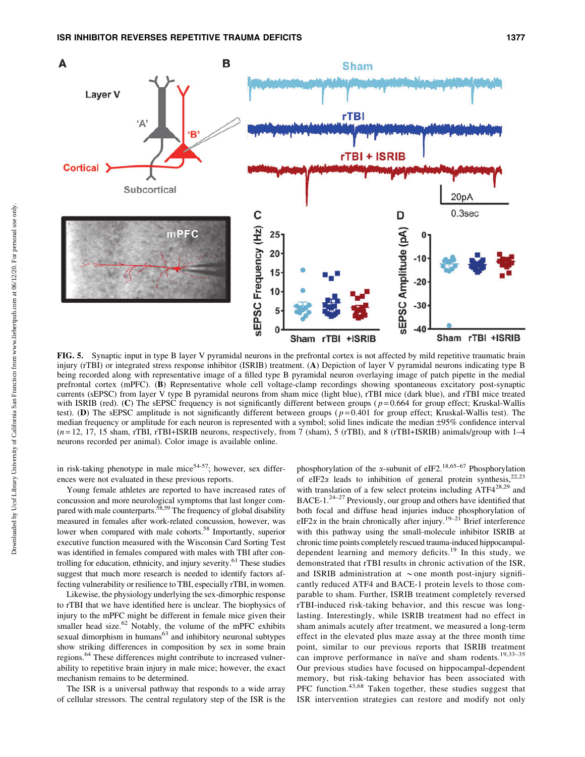**FIG. 5.** Synaptic input in type B layer V pyramidal neurons in the prefrontal cortex is not affected by mild repetitive traumatic brain injury (rTBI) or integrated stress response inhibitor (ISRIB) treatment. (**A**) Depiction of layer V pyramidal neurons indicating type B being recorded along with representative image of a filled type B pyramidal neuron overlaying image of patch pipette in the medial prefrontal cortex (mPFC). (**B**) Representative whole cell voltage-clamp recordings showing spontaneous excitatory post-synaptic currents (sEPSC) from layer V type B pyramidal neurons from sham mice (light blue), rTBI mice (dark blue), and rTBI mice treated with ISRIB (red). (**C**) The sEPSC frequency is not significantly different between groups ($p = 0.664$ for group effect; Kruskal-Wallis test). (**D**) The sEPSC amplitude is not significantly different between groups ($p = 0.401$ for group effect; Kruskal-Wallis test). The median frequency or amplitude for each neuron is represented with a symbol; solid lines indicate the median ±95% confidence interval ($n = 12$, 17, 15 sham, rTBI, rTBI+ISRIB neurons, respectively, from 7 (sham), 5 (rTBI), and 8 (rTBI+ISRIB) animals/group with 1–4 neurons recorded per animal). Color image is available online.

in risk-taking phenotype in male mice[54–57]; however, sex differences were not evaluated in these previous reports.

Young female athletes are reported to have increased rates of concussion and more neurological symptoms that last longer compared with male counterparts.[58,59] The frequency of global disability measured in females after work-related concussion, however, was lower when compared with male cohorts.[58] Importantly, superior executive function measured with the Wisconsin Card Sorting Test was identified in females compared with males with TBI after controlling for education, ethnicity, and injury severity.[61] These studies suggest that much more research is needed to identify factors affecting vulnerability or resilience to TBI, especially rTBI, in women.

Likewise, the physiology underlying the sex-dimorphic response to rTBI that we have identified here is unclear. The biophysics of injury to the mPFC might be different in female mice given their smaller head size.[62] Notably, the volume of the mPFC exhibits sexual dimorphism in humans[63] and inhibitory neuronal subtypes show striking differences in composition by sex in some brain regions.[64] These differences might contribute to increased vulnerability to repetitive brain injury in male mice; however, the exact mechanism remains to be determined.

The ISR is a universal pathway that responds to a wide array of cellular stressors. The central regulatory step of the ISR is the phosphorylation of the α-subunit of eIF2.[18,65–67] Phosphorylation of eIF2α leads to inhibition of general protein synthesis,[22,23] with translation of a few select proteins including ATF4[28,29] and BACE-1.[24–27] Previously, our group and others have identified that both focal and diffuse head injuries induce phosphorylation of eIF2α in the brain chronically after injury.[19–21] Brief interference with this pathway using the small-molecule inhibitor ISRIB at chronic time points completely rescued trauma-induced hippocampal-dependent learning and memory deficits.[19] In this study, we demonstrated that rTBI results in chronic activation of the ISR, and ISRIB administration at ∼one month post-injury significantly reduced ATF4 and BACE-1 protein levels to those comparable to sham. Further, ISRIB treatment completely reversed rTBI-induced risk-taking behavior, and this rescue was long-lasting. Interestingly, while ISRIB treatment had no effect in sham animals acutely after treatment, we measured a long-term effect in the elevated plus maze assay at the three month time point, similar to our previous reports that ISRIB treatment can improve performance in naïve and sham rodents.[19,33–35] Our previous studies have focused on hippocampal-dependent memory, but risk-taking behavior has been associated with PFC function.[43,68] Taken together, these studies suggest that ISR intervention strategies can restore and modify not only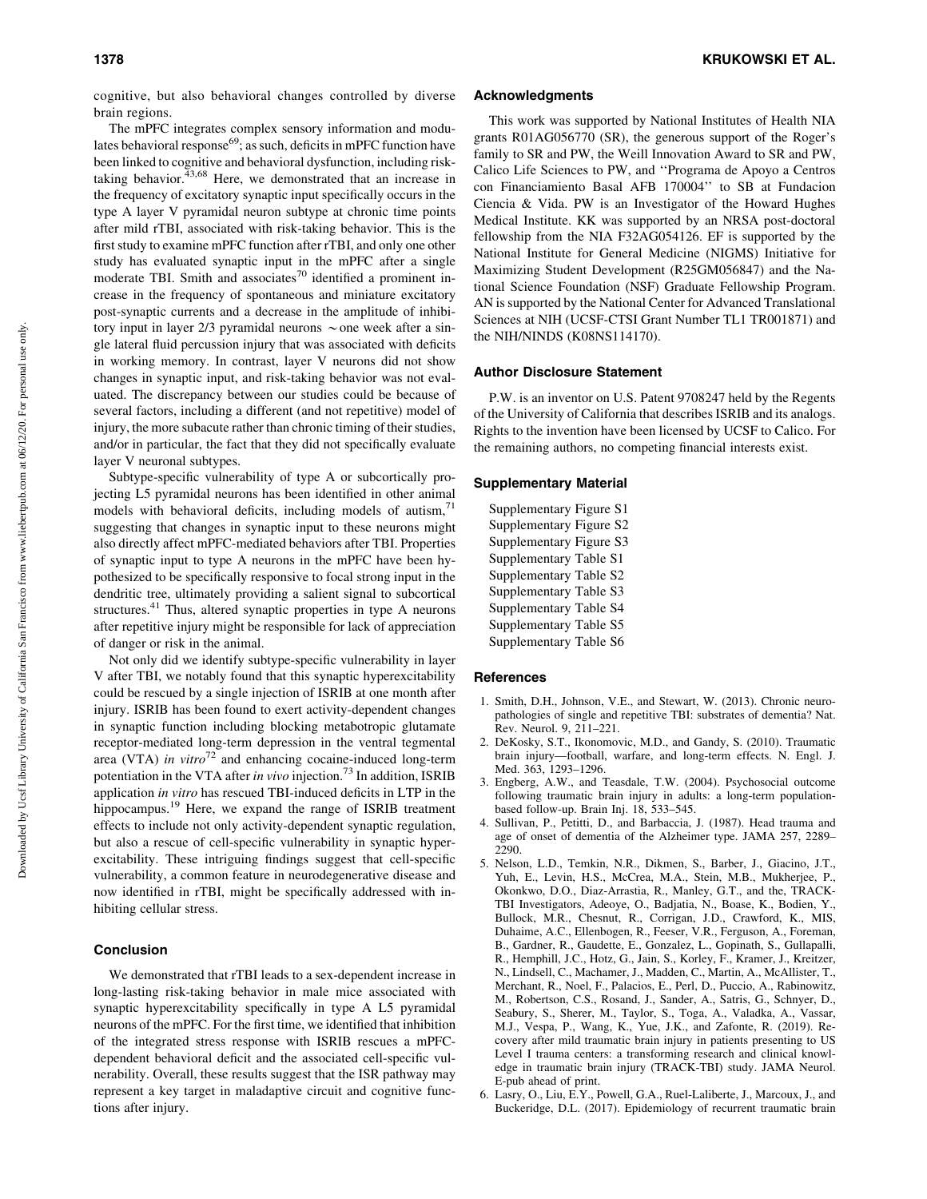cognitive, but also behavioral changes controlled by diverse brain regions.

The mPFC integrates complex sensory information and modulates behavioral response[69]; as such, deficits in mPFC function have been linked to cognitive and behavioral dysfunction, including risk-taking behavior.[43,68] Here, we demonstrated that an increase in the frequency of excitatory synaptic input specifically occurs in the type A layer V pyramidal neuron subtype at chronic time points after mild rTBI, associated with risk-taking behavior. This is the first study to examine mPFC function after rTBI, and only one other study has evaluated synaptic input in the mPFC after a single moderate TBI. Smith and associates[70] identified a prominent increase in the frequency of spontaneous and miniature excitatory post-synaptic currents and a decrease in the amplitude of inhibitory input in layer 2/3 pyramidal neurons ∼one week after a single lateral fluid percussion injury that was associated with deficits in working memory. In contrast, layer V neurons did not show changes in synaptic input, and risk-taking behavior was not evaluated. The discrepancy between our studies could be because of several factors, including a different (and not repetitive) model of injury, the more subacute rather than chronic timing of their studies, and/or in particular, the fact that they did not specifically evaluate layer V neuronal subtypes.

Subtype-specific vulnerability of type A or subcortically projecting L5 pyramidal neurons has been identified in other animal models with behavioral deficits, including models of autism,[71] suggesting that changes in synaptic input to these neurons might also directly affect mPFC-mediated behaviors after TBI. Properties of synaptic input to type A neurons in the mPFC have been hypothesized to be specifically responsive to focal strong input in the dendritic tree, ultimately providing a salient signal to subcortical structures.[41] Thus, altered synaptic properties in type A neurons after repetitive injury might be responsible for lack of appreciation of danger or risk in the animal.

Not only did we identify subtype-specific vulnerability in layer V after TBI, we notably found that this synaptic hyperexcitability could be rescued by a single injection of ISRIB at one month after injury. ISRIB has been found to exert activity-dependent changes in synaptic function including blocking metabotropic glutamate receptor-mediated long-term depression in the ventral tegmental area (VTA) *in vitro*[72] and enhancing cocaine-induced long-term potentiation in the VTA after *in vivo* injection.[73] In addition, ISRIB application *in vitro* has rescued TBI-induced deficits in LTP in the hippocampus.[19] Here, we expand the range of ISRIB treatment effects to include not only activity-dependent synaptic regulation, but also a rescue of cell-specific vulnerability in synaptic hyperexcitability. These intriguing findings suggest that cell-specific vulnerability, a common feature in neurodegenerative disease and now identified in rTBI, might be specifically addressed with inhibiting cellular stress.

## Conclusion

We demonstrated that rTBI leads to a sex-dependent increase in long-lasting risk-taking behavior in male mice associated with synaptic hyperexcitability specifically in type A L5 pyramidal neurons of the mPFC. For the first time, we identified that inhibition of the integrated stress response with ISRIB rescues a mPFC-dependent behavioral deficit and the associated cell-specific vulnerability. Overall, these results suggest that the ISR pathway may represent a key target in maladaptive circuit and cognitive functions after injury.

## Acknowledgments

This work was supported by National Institutes of Health NIA grants R01AG056770 (SR), the generous support of the Roger's family to SR and PW, the Weill Innovation Award to SR and PW, Calico Life Sciences to PW, and ''Programa de Apoyo a Centros con Financiamiento Basal AFB 170004'' to SB at Fundacion Ciencia & Vida. PW is an Investigator of the Howard Hughes Medical Institute. KK was supported by an NRSA post-doctoral fellowship from the NIA F32AG054126. EF is supported by the National Institute for General Medicine (NIGMS) Initiative for Maximizing Student Development (R25GM056847) and the National Science Foundation (NSF) Graduate Fellowship Program. AN is supported by the National Center for Advanced Translational Sciences at NIH (UCSF-CTSI Grant Number TL1 TR001871) and the NIH/NINDS (K08NS114170).

## Author Disclosure Statement

P.W. is an inventor on U.S. Patent 9708247 held by the Regents of the University of California that describes ISRIB and its analogs. Rights to the invention have been licensed by UCSF to Calico. For the remaining authors, no competing financial interests exist.

## Supplementary Material

Supplementary Figure S1
Supplementary Figure S2
Supplementary Figure S3
Supplementary Table S1
Supplementary Table S2
Supplementary Table S3
Supplementary Table S4
Supplementary Table S5
Supplementary Table S6

## References

1. Smith, D.H., Johnson, V.E., and Stewart, W. (2013). Chronic neuropathologies of single and repetitive TBI: substrates of dementia? Nat. Rev. Neurol. 9, 211–221.
2. DeKosky, S.T., Ikonomovic, M.D., and Gandy, S. (2010). Traumatic brain injury—football, warfare, and long-term effects. N. Engl. J. Med. 363, 1293–1296.
3. Engberg, A.W., and Teasdale, T.W. (2004). Psychosocial outcome following traumatic brain injury in adults: a long-term population-based follow-up. Brain Inj. 18, 533–545.
4. Sullivan, P., Petitti, D., and Barbaccia, J. (1987). Head trauma and age of onset of dementia of the Alzheimer type. JAMA 257, 2289–2290.
5. Nelson, L.D., Temkin, N.R., Dikmen, S., Barber, J., Giacino, J.T., Yuh, E., Levin, H.S., McCrea, M.A., Stein, M.B., Mukherjee, P., Okonkwo, D.O., Diaz-Arrastia, R., Manley, G.T., and the, TRACK-TBI Investigators, Adeoye, O., Badjatia, N., Boase, K., Bodien, Y., Bullock, M.R., Chesnut, R., Corrigan, J.D., Crawford, K., MIS, Duhaime, A.C., Ellenbogen, R., Feeser, V.R., Ferguson, A., Foreman, B., Gardner, R., Gaudette, E., Gonzalez, L., Gopinath, S., Gullapalli, R., Hemphill, J.C., Hotz, G., Jain, S., Korley, F., Kramer, J., Kreitzer, N., Lindsell, C., Machamer, J., Madden, C., Martin, A., McAllister, T., Merchant, R., Noel, F., Palacios, E., Perl, D., Puccio, A., Rabinowitz, M., Robertson, C.S., Rosand, J., Sander, A., Satris, G., Schnyer, D., Seabury, S., Sherer, M., Taylor, S., Toga, A., Valadka, A., Vassar, M.J., Vespa, P., Wang, K., Yue, J.K., and Zafonte, R. (2019). Recovery after mild traumatic brain injury in patients presenting to US Level I trauma centers: a transforming research and clinical knowledge in traumatic brain injury (TRACK-TBI) study. JAMA Neurol. E-pub ahead of print.
6. Lasry, O., Liu, E.Y., Powell, G.A., Ruel-Laliberte, J., Marcoux, J., and Buckeridge, D.L. (2017). Epidemiology of recurrent traumatic brain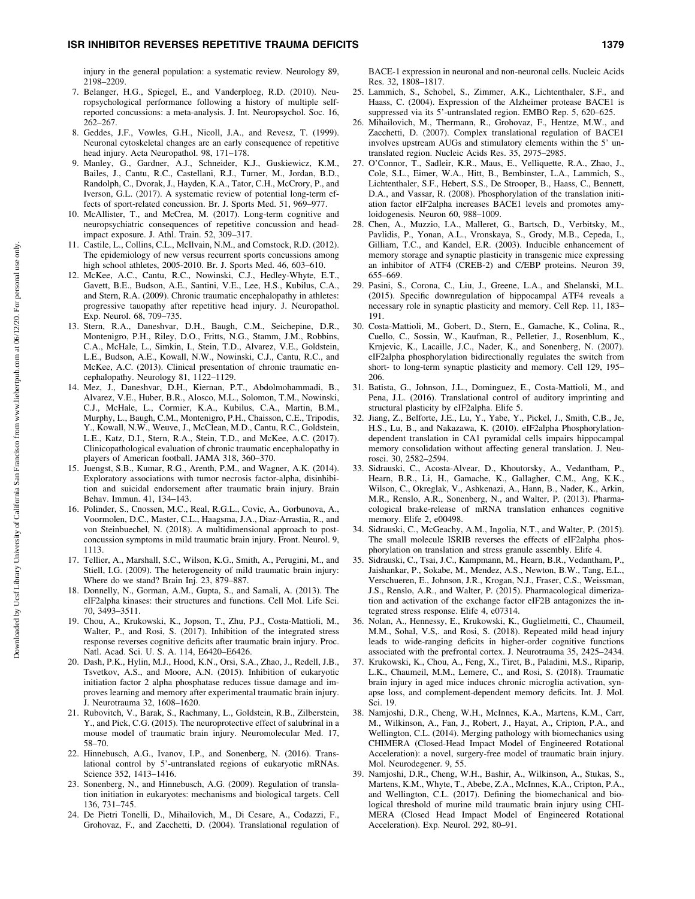injury in the general population: a systematic review. Neurology 89, 2198–2209.

7. Belanger, H.G., Spiegel, E., and Vanderploeg, R.D. (2010). Neuropsychological performance following a history of multiple self-reported concussions: a meta-analysis. J. Int. Neuropsychol. Soc. 16, 262–267.
8. Geddes, J.F., Vowles, G.H., Nicoll, J.A., and Revesz, T. (1999). Neuronal cytoskeletal changes are an early consequence of repetitive head injury. Acta Neuropathol. 98, 171–178.
9. Manley, G., Gardner, A.J., Schneider, K.J., Guskiewicz, K.M., Bailes, J., Cantu, R.C., Castellani, R.J., Turner, M., Jordan, B.D., Randolph, C., Dvorak, J., Hayden, K.A., Tator, C.H., McCrory, P., and Iverson, G.L. (2017). A systematic review of potential long-term effects of sport-related concussion. Br. J. Sports Med. 51, 969–977.
10. McAllister, T., and McCrea, M. (2017). Long-term cognitive and neuropsychiatric consequences of repetitive concussion and head-impact exposure. J. Athl. Train. 52, 309–317.
11. Castile, L., Collins, C.L., McIlvain, N.M., and Comstock, R.D. (2012). The epidemiology of new versus recurrent sports concussions among high school athletes, 2005-2010. Br. J. Sports Med. 46, 603–610.
12. McKee, A.C., Cantu, R.C., Nowinski, C.J., Hedley-Whyte, E.T., Gavett, B.E., Budson, A.E., Santini, V.E., Lee, H.S., Kubilus, C.A., and Stern, R.A. (2009). Chronic traumatic encephalopathy in athletes: progressive tauopathy after repetitive head injury. J. Neuropathol. Exp. Neurol. 68, 709–735.
13. Stern, R.A., Daneshvar, D.H., Baugh, C.M., Seichepine, D.R., Montenigro, P.H., Riley, D.O., Fritts, N.G., Stamm, J.M., Robbins, C.A., McHale, L., Simkin, I., Stein, T.D., Alvarez, V.E., Goldstein, L.E., Budson, A.E., Kowall, N.W., Nowinski, C.J., Cantu, R.C., and McKee, A.C. (2013). Clinical presentation of chronic traumatic encephalopathy. Neurology 81, 1122–1129.
14. Mez, J., Daneshvar, D.H., Kiernan, P.T., Abdolmohammadi, B., Alvarez, V.E., Huber, B.R., Alosco, M.L., Solomon, T.M., Nowinski, C.J., McHale, L., Cormier, K.A., Kubilus, C.A., Martin, B.M., Murphy, L., Baugh, C.M., Montenigro, P.H., Chaisson, C.E., Tripodis, Y., Kowall, N.W., Weuve, J., McClean, M.D., Cantu, R.C., Goldstein, L.E., Katz, D.I., Stern, R.A., Stein, T.D., and McKee, A.C. (2017). Clinicopathological evaluation of chronic traumatic encephalopathy in players of American football. JAMA 318, 360–370.
15. Juengst, S.B., Kumar, R.G., Arenth, P.M., and Wagner, A.K. (2014). Exploratory associations with tumor necrosis factor-alpha, disinhibition and suicidal endorsement after traumatic brain injury. Brain Behav. Immun. 41, 134–143.
16. Polinder, S., Cnossen, M.C., Real, R.G.L., Covic, A., Gorbunova, A., Voormolen, D.C., Master, C.L., Haagsma, J.A., Diaz-Arrastia, R., and von Steinbuechel, N. (2018). A multidimensional approach to post-concussion symptoms in mild traumatic brain injury. Front. Neurol. 9, 1113.
17. Tellier, A., Marshall, S.C., Wilson, K.G., Smith, A., Perugini, M., and Stiell, I.G. (2009). The heterogeneity of mild traumatic brain injury: Where do we stand? Brain Inj. 23, 879–887.
18. Donnelly, N., Gorman, A.M., Gupta, S., and Samali, A. (2013). The eIF2alpha kinases: their structures and functions. Cell Mol. Life Sci. 70, 3493–3511.
19. Chou, A., Krukowski, K., Jopson, T., Zhu, P.J., Costa-Mattioli, M., Walter, P., and Rosi, S. (2017). Inhibition of the integrated stress response reverses cognitive deficits after traumatic brain injury. Proc. Natl. Acad. Sci. U. S. A. 114, E6420–E6426.
20. Dash, P.K., Hylin, M.J., Hood, K.N., Orsi, S.A., Zhao, J., Redell, J.B., Tsvetkov, A.S., and Moore, A.N. (2015). Inhibition of eukaryotic initiation factor 2 alpha phosphatase reduces tissue damage and improves learning and memory after experimental traumatic brain injury. J. Neurotrauma 32, 1608–1620.
21. Rubovitch, V., Barak, S., Rachmany, L., Goldstein, R.B., Zilberstein, Y., and Pick, C.G. (2015). The neuroprotective effect of salubrinal in a mouse model of traumatic brain injury. Neuromolecular Med. 17, 58–70.
22. Hinnebusch, A.G., Ivanov, I.P., and Sonenberg, N. (2016). Translational control by 5'-untranslated regions of eukaryotic mRNAs. Science 352, 1413–1416.
23. Sonenberg, N., and Hinnebusch, A.G. (2009). Regulation of translation initiation in eukaryotes: mechanisms and biological targets. Cell 136, 731–745.
24. De Pietri Tonelli, D., Mihailovich, M., Di Cesare, A., Codazzi, F., Grohovaz, F., and Zacchetti, D. (2004). Translational regulation of BACE-1 expression in neuronal and non-neuronal cells. Nucleic Acids Res. 32, 1808–1817.
25. Lammich, S., Schobel, S., Zimmer, A.K., Lichtenthaler, S.F., and Haass, C. (2004). Expression of the Alzheimer protease BACE1 is suppressed via its 5'-untranslated region. EMBO Rep. 5, 620–625.
26. Mihailovich, M., Thermann, R., Grohovaz, F., Hentze, M.W., and Zacchetti, D. (2007). Complex translational regulation of BACE1 involves upstream AUGs and stimulatory elements within the 5' untranslated region. Nucleic Acids Res. 35, 2975–2985.
27. O'Connor, T., Sadleir, K.R., Maus, E., Velliquette, R.A., Zhao, J., Cole, S.L., Eimer, W.A., Hitt, B., Bembinster, L.A., Lammich, S., Lichtenthaler, S.F., Hebert, S.S., De Strooper, B., Haass, C., Bennett, D.A., and Vassar, R. (2008). Phosphorylation of the translation initiation factor eIF2alpha increases BACE1 levels and promotes amyloidogenesis. Neuron 60, 988–1009.
28. Chen, A., Muzzio, I.A., Malleret, G., Bartsch, D., Verbitsky, M., Pavlidis, P., Yonan, A.L., Vronskaya, S., Grody, M.B., Cepeda, I., Gilliam, T.C., and Kandel, E.R. (2003). Inducible enhancement of memory storage and synaptic plasticity in transgenic mice expressing an inhibitor of ATF4 (CREB-2) and C/EBP proteins. Neuron 39, 655–669.
29. Pasini, S., Corona, C., Liu, J., Greene, L.A., and Shelanski, M.L. (2015). Specific downregulation of hippocampal ATF4 reveals a necessary role in synaptic plasticity and memory. Cell Rep. 11, 183–191.
30. Costa-Mattioli, M., Gobert, D., Stern, E., Gamache, K., Colina, R., Cuello, C., Sossin, W., Kaufman, R., Pelletier, J., Rosenblum, K., Krnjevic, K., Lacaille, J.C., Nader, K., and Sonenberg, N. (2007). eIF2alpha phosphorylation bidirectionally regulates the switch from short- to long-term synaptic plasticity and memory. Cell 129, 195–206.
31. Batista, G., Johnson, J.L., Dominguez, E., Costa-Mattioli, M., and Pena, J.L. (2016). Translational control of auditory imprinting and structural plasticity by eIF2alpha. Elife 5.
32. Jiang, Z., Belforte, J.E., Lu, Y., Yabe, Y., Pickel, J., Smith, C.B., Je, H.S., Lu, B., and Nakazawa, K. (2010). eIF2alpha Phosphorylation-dependent translation in CA1 pyramidal cells impairs hippocampal memory consolidation without affecting general translation. J. Neurosci. 30, 2582–2594.
33. Sidrauski, C., Acosta-Alvear, D., Khoutorsky, A., Vedantham, P., Hearn, B.R., Li, H., Gamache, K., Gallagher, C.M., Ang, K.K., Wilson, C., Okreglak, V., Ashkenazi, A., Hann, B., Nader, K., Arkin, M.R., Renslo, A.R., Sonenberg, N., and Walter, P. (2013). Pharmacological brake-release of mRNA translation enhances cognitive memory. Elife 2, e00498.
34. Sidrauski, C., McGeachy, A.M., Ingolia, N.T., and Walter, P. (2015). The small molecule ISRIB reverses the effects of eIF2alpha phosphorylation on translation and stress granule assembly. Elife 4.
35. Sidrauski, C., Tsai, J.C., Kampmann, M., Hearn, B.R., Vedantham, P., Jaishankar, P., Sokabe, M., Mendez, A.S., Newton, B.W., Tang, E.L., Verschueren, E., Johnson, J.R., Krogan, N.J., Fraser, C.S., Weissman, J.S., Renslo, A.R., and Walter, P. (2015). Pharmacological dimerization and activation of the exchange factor eIF2B antagonizes the integrated stress response. Elife 4, e07314.
36. Nolan, A., Hennessy, E., Krukowski, K., Guglielmetti, C., Chaumeil, M.M., Sohal, V.S,. and Rosi, S. (2018). Repeated mild head injury leads to wide-ranging deficits in higher-order cognitive functions associated with the prefrontal cortex. J. Neurotrauma 35, 2425–2434.
37. Krukowski, K., Chou, A., Feng, X., Tiret, B., Paladini, M.S., Riparip, L.K., Chaumeil, M.M., Lemere, C., and Rosi, S. (2018). Traumatic brain injury in aged mice induces chronic microglia activation, synapse loss, and complement-dependent memory deficits. Int. J. Mol. Sci. 19.
38. Namjoshi, D.R., Cheng, W.H., McInnes, K.A., Martens, K.M., Carr, M., Wilkinson, A., Fan, J., Robert, J., Hayat, A., Cripton, P.A., and Wellington, C.L. (2014). Merging pathology with biomechanics using CHIMERA (Closed-Head Impact Model of Engineered Rotational Acceleration): a novel, surgery-free model of traumatic brain injury. Mol. Neurodegener. 9, 55.
39. Namjoshi, D.R., Cheng, W.H., Bashir, A., Wilkinson, A., Stukas, S., Martens, K.M., Whyte, T., Abebe, Z.A., McInnes, K.A., Cripton, P.A., and Wellington, C.L. (2017). Defining the biomechanical and biological threshold of murine mild traumatic brain injury using CHIMERA (Closed Head Impact Model of Engineered Rotational Acceleration). Exp. Neurol. 292, 80–91.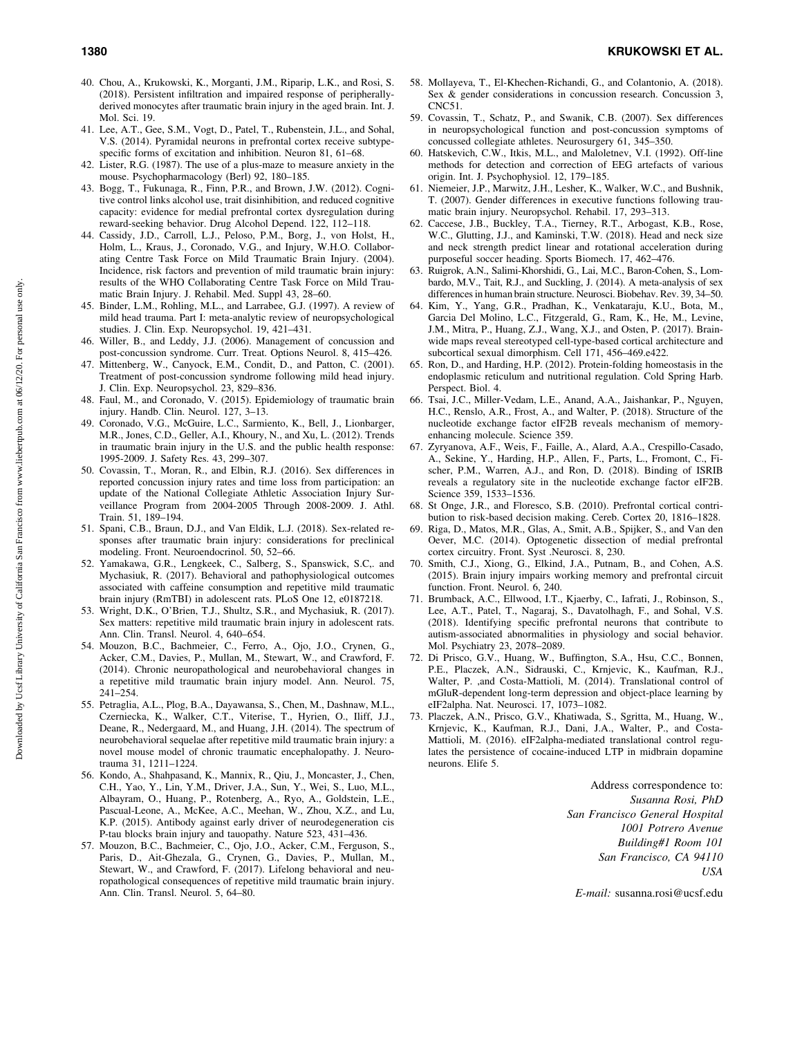40. Chou, A., Krukowski, K., Morganti, J.M., Riparip, L.K., and Rosi, S. (2018). Persistent infiltration and impaired response of peripherally-derived monocytes after traumatic brain injury in the aged brain. Int. J. Mol. Sci. 19.
41. Lee, A.T., Gee, S.M., Vogt, D., Patel, T., Rubenstein, J.L., and Sohal, V.S. (2014). Pyramidal neurons in prefrontal cortex receive subtype-specific forms of excitation and inhibition. Neuron 81, 61–68.
42. Lister, R.G. (1987). The use of a plus-maze to measure anxiety in the mouse. Psychopharmacology (Berl) 92, 180–185.
43. Bogg, T., Fukunaga, R., Finn, P.R., and Brown, J.W. (2012). Cognitive control links alcohol use, trait disinhibition, and reduced cognitive capacity: evidence for medial prefrontal cortex dysregulation during reward-seeking behavior. Drug Alcohol Depend. 122, 112–118.
44. Cassidy, J.D., Carroll, L.J., Peloso, P.M., Borg, J., von Holst, H., Holm, L., Kraus, J., Coronado, V.G., and Injury, W.H.O. Collaborating Centre Task Force on Mild Traumatic Brain Injury. (2004). Incidence, risk factors and prevention of mild traumatic brain injury: results of the WHO Collaborating Centre Task Force on Mild Traumatic Brain Injury. J. Rehabil. Med. Suppl 43, 28–60.
45. Binder, L.M., Rohling, M.L., and Larrabee, G.J. (1997). A review of mild head trauma. Part I: meta-analytic review of neuropsychological studies. J. Clin. Exp. Neuropsychol. 19, 421–431.
46. Willer, B., and Leddy, J.J. (2006). Management of concussion and post-concussion syndrome. Curr. Treat. Options Neurol. 8, 415–426.
47. Mittenberg, W., Canyock, E.M., Condit, D., and Patton, C. (2001). Treatment of post-concussion syndrome following mild head injury. J. Clin. Exp. Neuropsychol. 23, 829–836.
48. Faul, M., and Coronado, V. (2015). Epidemiology of traumatic brain injury. Handb. Clin. Neurol. 127, 3–13.
49. Coronado, V.G., McGuire, L.C., Sarmiento, K., Bell, J., Lionbarger, M.R., Jones, C.D., Geller, A.I., Khoury, N., and Xu, L. (2012). Trends in traumatic brain injury in the U.S. and the public health response: 1995-2009. J. Safety Res. 43, 299–307.
50. Covassin, T., Moran, R., and Elbin, R.J. (2016). Sex differences in reported concussion injury rates and time loss from participation: an update of the National Collegiate Athletic Association Injury Surveillance Program from 2004-2005 Through 2008-2009. J. Athl. Train. 51, 189–194.
51. Spani, C.B., Braun, D.J., and Van Eldik, L.J. (2018). Sex-related responses after traumatic brain injury: considerations for preclinical modeling. Front. Neuroendocrinol. 50, 52–66.
52. Yamakawa, G.R., Lengkeek, C., Salberg, S., Spanswick, S.C,. and Mychasiuk, R. (2017). Behavioral and pathophysiological outcomes associated with caffeine consumption and repetitive mild traumatic brain injury (RmTBI) in adolescent rats. PLoS One 12, e0187218.
53. Wright, D.K., O'Brien, T.J., Shultz, S.R., and Mychasiuk, R. (2017). Sex matters: repetitive mild traumatic brain injury in adolescent rats. Ann. Clin. Transl. Neurol. 4, 640–654.
54. Mouzon, B.C., Bachmeier, C., Ferro, A., Ojo, J.O., Crynen, G., Acker, C.M., Davies, P., Mullan, M., Stewart, W., and Crawford, F. (2014). Chronic neuropathological and neurobehavioral changes in a repetitive mild traumatic brain injury model. Ann. Neurol. 75, 241–254.
55. Petraglia, A.L., Plog, B.A., Dayawansa, S., Chen, M., Dashnaw, M.L., Czerniecka, K., Walker, C.T., Viterise, T., Hyrien, O., Iliff, J.J., Deane, R., Nedergaard, M., and Huang, J.H. (2014). The spectrum of neurobehavioral sequelae after repetitive mild traumatic brain injury: a novel mouse model of chronic traumatic encephalopathy. J. Neurotrauma 31, 1211–1224.
56. Kondo, A., Shahpasand, K., Mannix, R., Qiu, J., Moncaster, J., Chen, C.H., Yao, Y., Lin, Y.M., Driver, J.A., Sun, Y., Wei, S., Luo, M.L., Albayram, O., Huang, P., Rotenberg, A., Ryo, A., Goldstein, L.E., Pascual-Leone, A., McKee, A.C., Meehan, W., Zhou, X.Z., and Lu, K.P. (2015). Antibody against early driver of neurodegeneration cis P-tau blocks brain injury and tauopathy. Nature 523, 431–436.
57. Mouzon, B.C., Bachmeier, C., Ojo, J.O., Acker, C.M., Ferguson, S., Paris, D., Ait-Ghezala, G., Crynen, G., Davies, P., Mullan, M., Stewart, W., and Crawford, F. (2017). Lifelong behavioral and neuropathological consequences of repetitive mild traumatic brain injury. Ann. Clin. Transl. Neurol. 5, 64–80.
58. Mollayeva, T., El-Khechen-Richandi, G., and Colantonio, A. (2018). Sex & gender considerations in concussion research. Concussion 3, CNC51.
59. Covassin, T., Schatz, P., and Swanik, C.B. (2007). Sex differences in neuropsychological function and post-concussion symptoms of concussed collegiate athletes. Neurosurgery 61, 345–350.
60. Hatskevich, C.W., Itkis, M.L., and Maloletnev, V.I. (1992). Off-line methods for detection and correction of EEG artefacts of various origin. Int. J. Psychophysiol. 12, 179–185.
61. Niemeier, J.P., Marwitz, J.H., Lesher, K., Walker, W.C., and Bushnik, T. (2007). Gender differences in executive functions following traumatic brain injury. Neuropsychol. Rehabil. 17, 293–313.
62. Caccese, J.B., Buckley, T.A., Tierney, R.T., Arbogast, K.B., Rose, W.C., Glutting, J.J., and Kaminski, T.W. (2018). Head and neck size and neck strength predict linear and rotational acceleration during purposeful soccer heading. Sports Biomech. 17, 462–476.
63. Ruigrok, A.N., Salimi-Khorshidi, G., Lai, M.C., Baron-Cohen, S., Lombardo, M.V., Tait, R.J., and Suckling, J. (2014). A meta-analysis of sex differences in human brain structure. Neurosci. Biobehav. Rev. 39, 34–50.
64. Kim, Y., Yang, G.R., Pradhan, K., Venkataraju, K.U., Bota, M., Garcia Del Molino, L.C., Fitzgerald, G., Ram, K., He, M., Levine, J.M., Mitra, P., Huang, Z.J., Wang, X.J., and Osten, P. (2017). Brain-wide maps reveal stereotyped cell-type-based cortical architecture and subcortical sexual dimorphism. Cell 171, 456–469.e422.
65. Ron, D., and Harding, H.P. (2012). Protein-folding homeostasis in the endoplasmic reticulum and nutritional regulation. Cold Spring Harb. Perspect. Biol. 4.
66. Tsai, J.C., Miller-Vedam, L.E., Anand, A.A., Jaishankar, P., Nguyen, H.C., Renslo, A.R., Frost, A., and Walter, P. (2018). Structure of the nucleotide exchange factor eIF2B reveals mechanism of memory-enhancing molecule. Science 359.
67. Zyryanova, A.F., Weis, F., Faille, A., Alard, A.A., Crespillo-Casado, A., Sekine, Y., Harding, H.P., Allen, F., Parts, L., Fromont, C., Fischer, P.M., Warren, A.J., and Ron, D. (2018). Binding of ISRIB reveals a regulatory site in the nucleotide exchange factor eIF2B. Science 359, 1533–1536.
68. St Onge, J.R., and Floresco, S.B. (2010). Prefrontal cortical contribution to risk-based decision making. Cereb. Cortex 20, 1816–1828.
69. Riga, D., Matos, M.R., Glas, A., Smit, A.B., Spijker, S., and Van den Oever, M.C. (2014). Optogenetic dissection of medial prefrontal cortex circuitry. Front. Syst .Neurosci. 8, 230.
70. Smith, C.J., Xiong, G., Elkind, J.A., Putnam, B., and Cohen, A.S. (2015). Brain injury impairs working memory and prefrontal circuit function. Front. Neurol. 6, 240.
71. Brumback, A.C., Ellwood, I.T., Kjaerby, C., Iafrati, J., Robinson, S., Lee, A.T., Patel, T., Nagaraj, S., Davatolhagh, F., and Sohal, V.S. (2018). Identifying specific prefrontal neurons that contribute to autism-associated abnormalities in physiology and social behavior. Mol. Psychiatry 23, 2078–2089.
72. Di Prisco, G.V., Huang, W., Buffington, S.A., Hsu, C.C., Bonnen, P.E., Placzek, A.N., Sidrauski, C., Krnjevic, K., Kaufman, R.J., Walter, P. ,and Costa-Mattioli, M. (2014). Translational control of mGluR-dependent long-term depression and object-place learning by eIF2alpha. Nat. Neurosci. 17, 1073–1082.
73. Placzek, A.N., Prisco, G.V., Khatiwada, S., Sgritta, M., Huang, W., Krnjevic, K., Kaufman, R.J., Dani, J.A., Walter, P., and Costa-Mattioli, M. (2016). eIF2alpha-mediated translational control regulates the persistence of cocaine-induced LTP in midbrain dopamine neurons. Elife 5.

Address correspondence to:
*Susanna Rosi, PhD*
*San Francisco General Hospital*
*1001 Potrero Avenue*
*Building#1 Room 101*
*San Francisco, CA 94110*
*USA*

*E-mail:* susanna.rosi@ucsf.edu